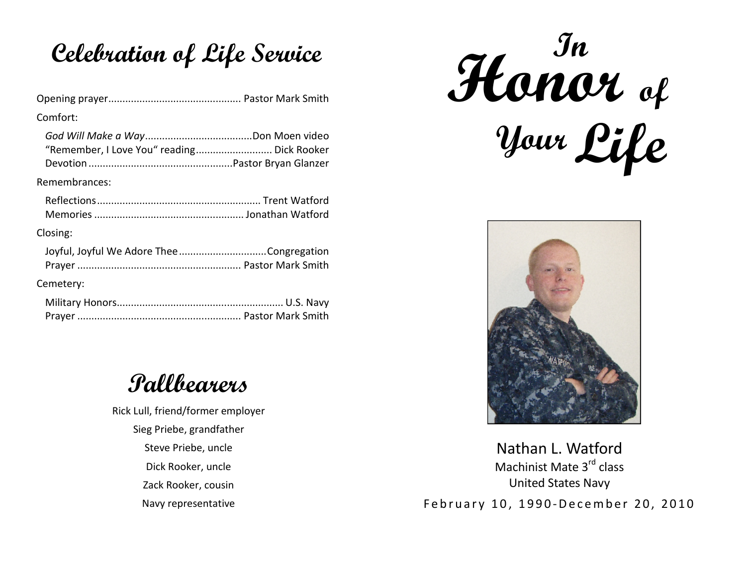# Celebration of Life Service

Opening prayer............................................ Pastor Mark Smith

Comfort:

- *God Will Make a Way*.................................Don Moen video
- "Remember, I Love You" reading.......................... Dick Rooker
- Devotion..................................................Pastor Bryan Glanzer

Remembrances:

- Reflections......................................................... Trent Watford
- Memories ................................................... Jonathan Watford

Closing:

- Joyful, Joyful We Adore Thee..............................Congregation
- Prayer ......................................................... Pastor Mark Smith

Cemetery:

- Military Honors......................................................... U.S. Navy
- Prayer ......................................................... Pastor Mark Smith

## Pallbearers

Rick Lull, friend/former employer

Sieg Priebe, grandfather

Steve Priebe, uncle

Dick Rooker, uncle

Zack Rooker, cousin

Navy representative

# In Honor of Your Life

Nathan L. Watford

Machinist Mate 3rd class

United States Navy

February 10, 1990-December 20, 2010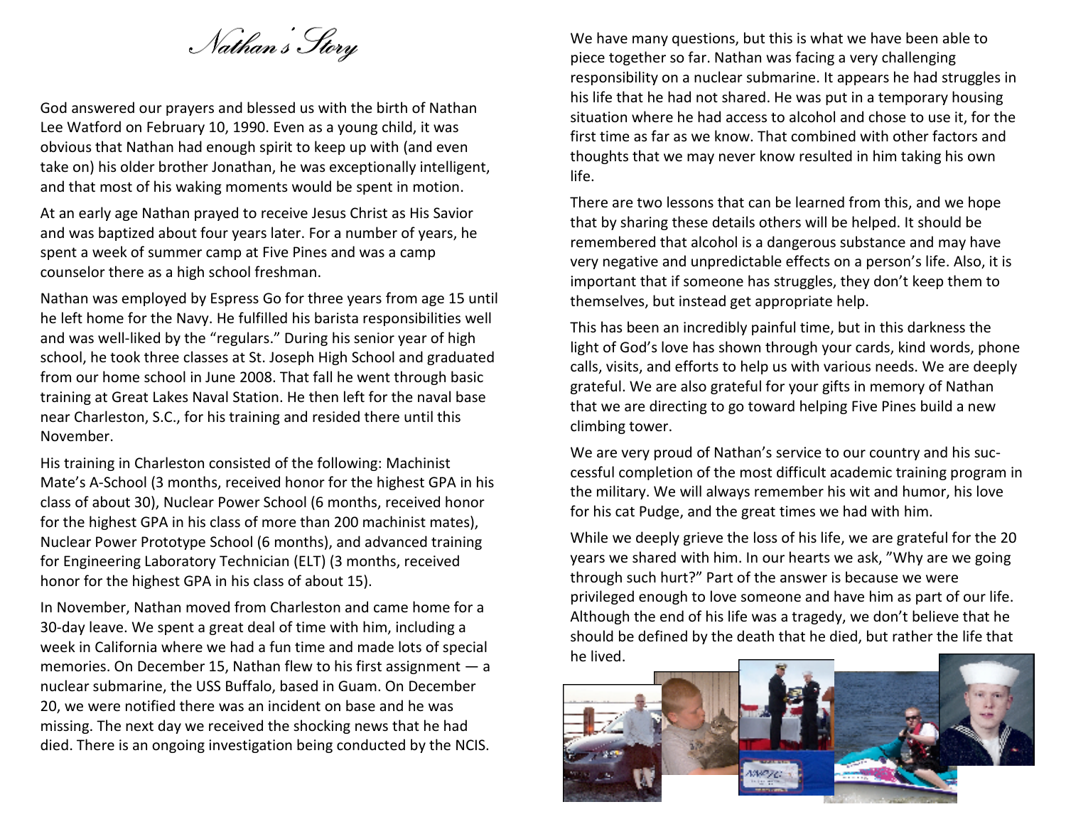# *Nathan's Story*

God answered our prayers and blessed us with the birth of Nathan Lee Watford on February 10, 1990. Even as a young child, it was obvious that Nathan had enough spirit to keep up with (and even take on) his older brother Jonathan, he was exceptionally intelligent, and that most of his waking moments would be spent in motion.

At an early age Nathan prayed to receive Jesus Christ as His Savior and was baptized about four years later. For a number of years, he spent a week of summer camp at Five Pines and was a camp counselor there as a high school freshman.

Nathan was employed by Espress Go for three years from age 15 until he left home for the Navy. He fulfilled his barista responsibilities well and was well-liked by the "regulars." During his senior year of high school, he took three classes at St. Joseph High School and graduated from our home school in June 2008. That fall he went through basic training at Great Lakes Naval Station. He then left for the naval base near Charleston, S.C., for his training and resided there until this November.

His training in Charleston consisted of the following: Machinist Mate's A-School (3 months, received honor for the highest GPA in his class of about 30), Nuclear Power School (6 months, received honor for the highest GPA in his class of more than 200 machinist mates), Nuclear Power Prototype School (6 months), and advanced training for Engineering Laboratory Technician (ELT) (3 months, received honor for the highest GPA in his class of about 15).

In November, Nathan moved from Charleston and came home for a 30-day leave. We spent a great deal of time with him, including a week in California where we had a fun time and made lots of special memories. On December 15, Nathan flew to his first assignment — a nuclear submarine, the USS Buffalo, based in Guam. On December 20, we were notified there was an incident on base and he was missing. The next day we received the shocking news that he had died. There is an ongoing investigation being conducted by the NCIS.

We have many questions, but this is what we have been able to piece together so far. Nathan was facing a very challenging responsibility on a nuclear submarine. It appears he had struggles in his life that he had not shared. He was put in a temporary housing situation where he had access to alcohol and chose to use it, for the first time as far as we know. That combined with other factors and thoughts that we may never know resulted in him taking his own life.

There are two lessons that can be learned from this, and we hope that by sharing these details others will be helped. It should be remembered that alcohol is a dangerous substance and may have very negative and unpredictable effects on a person's life. Also, it is important that if someone has struggles, they don't keep them to themselves, but instead get appropriate help.

This has been an incredibly painful time, but in this darkness the light of God's love has shown through your cards, kind words, phone calls, visits, and efforts to help us with various needs. We are deeply grateful. We are also grateful for your gifts in memory of Nathan that we are directing to go toward helping Five Pines build a new climbing tower.

We are very proud of Nathan's service to our country and his successful completion of the most difficult academic training program in the military. We will always remember his wit and humor, his love for his cat Pudge, and the great times we had with him.

While we deeply grieve the loss of his life, we are grateful for the 20 years we shared with him. In our hearts we ask, "Why are we going through such hurt?" Part of the answer is because we were privileged enough to love someone and have him as part of our life. Although the end of his life was a tragedy, we don't believe that he should be defined by the death that he died, but rather the life that he lived.